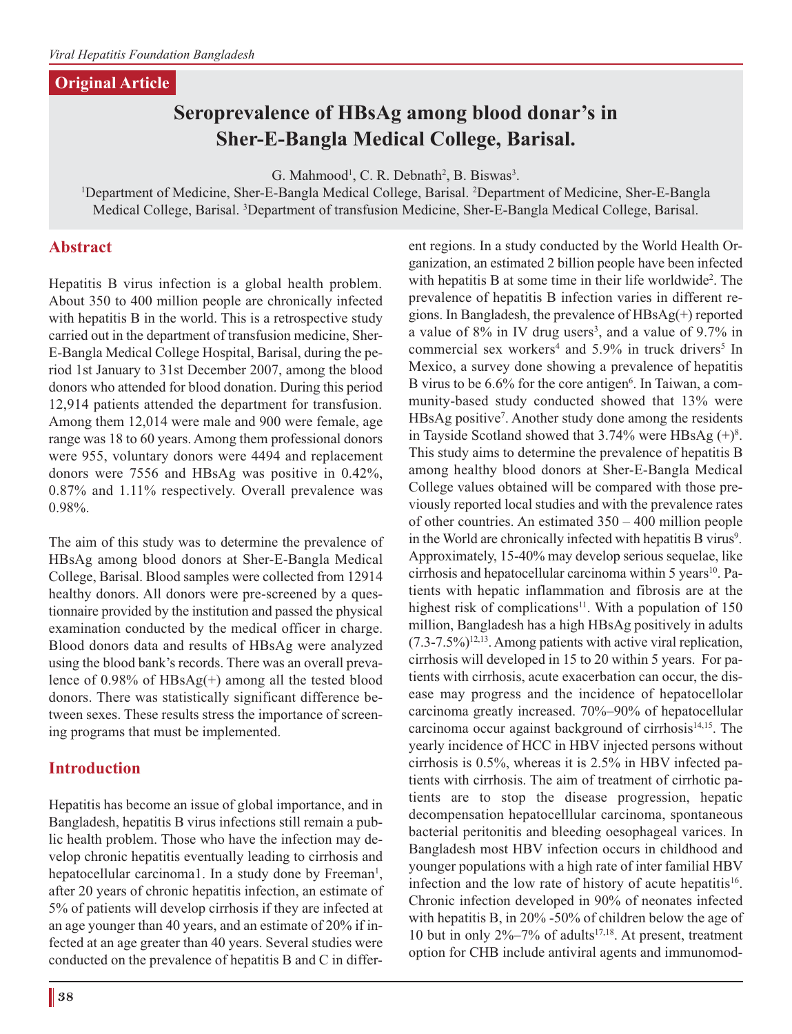Original Article

# Seroprevalence of HBsAg among blood donar's in Sher-E-Bangla Medical College, Barisal.

G. Mahmood[1], C. R. Debnath[2], B. Biswas[3].

[1]Department of Medicine, Sher-E-Bangla Medical College, Barisal. [2]Department of Medicine, Sher-E-Bangla Medical College, Barisal. [3]Department of transfusion Medicine, Sher-E-Bangla Medical College, Barisal.

## Abstract

Hepatitis B virus infection is a global health problem. About 350 to 400 million people are chronically infected with hepatitis B in the world. This is a retrospective study carried out in the department of transfusion medicine, Sher-E-Bangla Medical College Hospital, Barisal, during the period 1st January to 31st December 2007, among the blood donors who attended for blood donation. During this period 12,914 patients attended the department for transfusion. Among them 12,014 were male and 900 were female, age range was 18 to 60 years. Among them professional donors were 955, voluntary donors were 4494 and replacement donors were 7556 and HBsAg was positive in 0.42%, 0.87% and 1.11% respectively. Overall prevalence was 0.98%.

The aim of this study was to determine the prevalence of HBsAg among blood donors at Sher-E-Bangla Medical College, Barisal. Blood samples were collected from 12914 healthy donors. All donors were pre-screened by a questionnaire provided by the institution and passed the physical examination conducted by the medical officer in charge. Blood donors data and results of HBsAg were analyzed using the blood bank's records. There was an overall prevalence of 0.98% of HBsAg(+) among all the tested blood donors. There was statistically significant difference between sexes. These results stress the importance of screening programs that must be implemented.

## Introduction

Hepatitis has become an issue of global importance, and in Bangladesh, hepatitis B virus infections still remain a public health problem. Those who have the infection may develop chronic hepatitis eventually leading to cirrhosis and hepatocellular carcinoma1. In a study done by Freeman[1], after 20 years of chronic hepatitis infection, an estimate of 5% of patients will develop cirrhosis if they are infected at an age younger than 40 years, and an estimate of 20% if infected at an age greater than 40 years. Several studies were conducted on the prevalence of hepatitis B and C in different regions. In a study conducted by the World Health Organization, an estimated 2 billion people have been infected with hepatitis B at some time in their life worldwide[2]. The prevalence of hepatitis B infection varies in different regions. In Bangladesh, the prevalence of HBsAg(+) reported a value of 8% in IV drug users[3], and a value of 9.7% in commercial sex workers[4] and 5.9% in truck drivers[5] In Mexico, a survey done showing a prevalence of hepatitis B virus to be 6.6% for the core antigen[6]. In Taiwan, a community-based study conducted showed that 13% were HBsAg positive[7]. Another study done among the residents in Tayside Scotland showed that 3.74% were HBsAg (+)[8]. This study aims to determine the prevalence of hepatitis B among healthy blood donors at Sher-E-Bangla Medical College values obtained will be compared with those previously reported local studies and with the prevalence rates of other countries. An estimated 350 – 400 million people in the World are chronically infected with hepatitis B virus[9]. Approximately, 15-40% may develop serious sequelae, like cirrhosis and hepatocellular carcinoma within 5 years[10]. Patients with hepatic inflammation and fibrosis are at the highest risk of complications[11]. With a population of 150 million, Bangladesh has a high HBsAg positively in adults (7.3-7.5%)[12,13]. Among patients with active viral replication, cirrhosis will developed in 15 to 20 within 5 years. For patients with cirrhosis, acute exacerbation can occur, the disease may progress and the incidence of hepatocellolar carcinoma greatly increased. 70%–90% of hepatocellular carcinoma occur against background of cirrhosis[14,15]. The yearly incidence of HCC in HBV injected persons without cirrhosis is 0.5%, whereas it is 2.5% in HBV infected patients with cirrhosis. The aim of treatment of cirrhotic patients are to stop the disease progression, hepatic decompensation hepatocelllular carcinoma, spontaneous bacterial peritonitis and bleeding oesophageal varices. In Bangladesh most HBV infection occurs in childhood and younger populations with a high rate of inter familial HBV infection and the low rate of history of acute hepatitis[16]. Chronic infection developed in 90% of neonates infected with hepatitis B, in 20% -50% of children below the age of 10 but in only 2%–7% of adults[17,18]. At present, treatment option for CHB include antiviral agents and immunomod-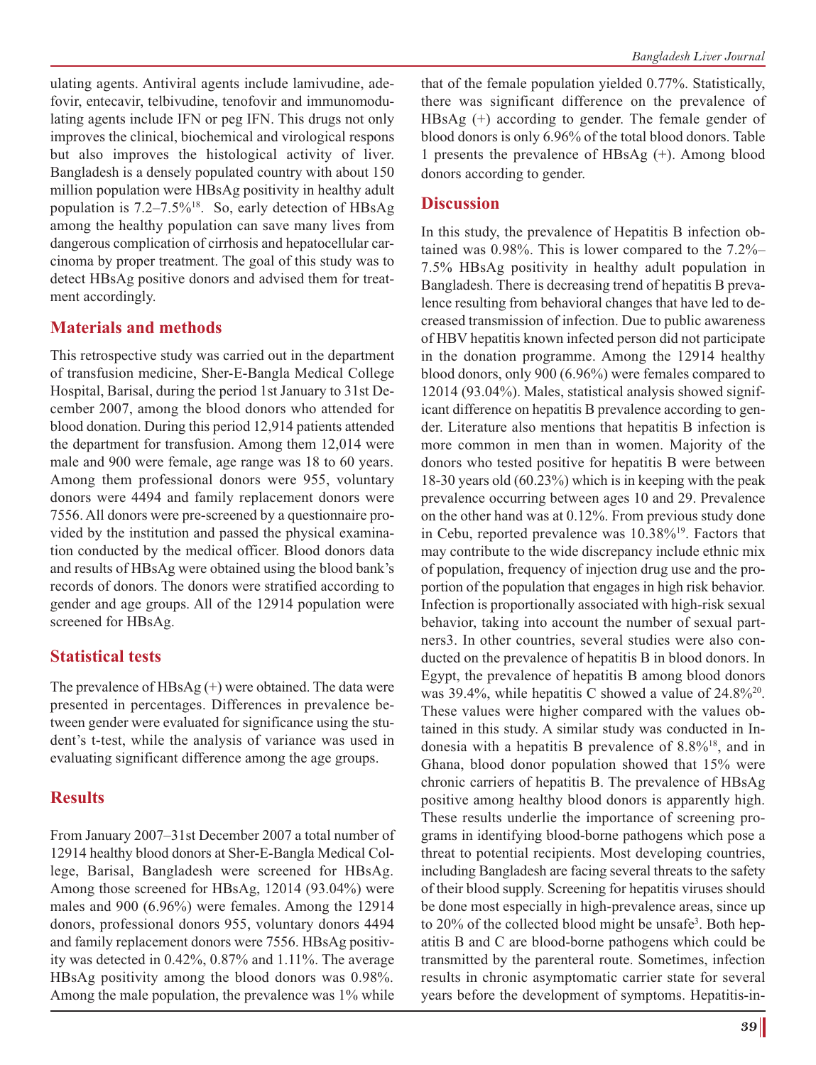ulating agents. Antiviral agents include lamivudine, adefovir, entecavir, telbivudine, tenofovir and immunomodulating agents include IFN or peg IFN. This drugs not only improves the clinical, biochemical and virological respons but also improves the histological activity of liver. Bangladesh is a densely populated country with about 150 million population were HBsAg positivity in healthy adult population is 7.2–7.5%[18]. So, early detection of HBsAg among the healthy population can save many lives from dangerous complication of cirrhosis and hepatocellular carcinoma by proper treatment. The goal of this study was to detect HBsAg positive donors and advised them for treatment accordingly.

## Materials and methods

This retrospective study was carried out in the department of transfusion medicine, Sher-E-Bangla Medical College Hospital, Barisal, during the period 1st January to 31st December 2007, among the blood donors who attended for blood donation. During this period 12,914 patients attended the department for transfusion. Among them 12,014 were male and 900 were female, age range was 18 to 60 years. Among them professional donors were 955, voluntary donors were 4494 and family replacement donors were 7556. All donors were pre-screened by a questionnaire provided by the institution and passed the physical examination conducted by the medical officer. Blood donors data and results of HBsAg were obtained using the blood bank's records of donors. The donors were stratified according to gender and age groups. All of the 12914 population were screened for HBsAg.

## Statistical tests

The prevalence of HBsAg (+) were obtained. The data were presented in percentages. Differences in prevalence between gender were evaluated for significance using the student's t-test, while the analysis of variance was used in evaluating significant difference among the age groups.

## Results

From January 2007–31st December 2007 a total number of 12914 healthy blood donors at Sher-E-Bangla Medical College, Barisal, Bangladesh were screened for HBsAg. Among those screened for HBsAg, 12014 (93.04%) were males and 900 (6.96%) were females. Among the 12914 donors, professional donors 955, voluntary donors 4494 and family replacement donors were 7556. HBsAg positivity was detected in 0.42%, 0.87% and 1.11%. The average HBsAg positivity among the blood donors was 0.98%. Among the male population, the prevalence was 1% while that of the female population yielded 0.77%. Statistically, there was significant difference on the prevalence of HBsAg (+) according to gender. The female gender of blood donors is only 6.96% of the total blood donors. Table 1 presents the prevalence of HBsAg (+). Among blood donors according to gender.

## Discussion

In this study, the prevalence of Hepatitis B infection obtained was 0.98%. This is lower compared to the 7.2%–7.5% HBsAg positivity in healthy adult population in Bangladesh. There is decreasing trend of hepatitis B prevalence resulting from behavioral changes that have led to decreased transmission of infection. Due to public awareness of HBV hepatitis known infected person did not participate in the donation programme. Among the 12914 healthy blood donors, only 900 (6.96%) were females compared to 12014 (93.04%). Males, statistical analysis showed significant difference on hepatitis B prevalence according to gender. Literature also mentions that hepatitis B infection is more common in men than in women. Majority of the donors who tested positive for hepatitis B were between 18-30 years old (60.23%) which is in keeping with the peak prevalence occurring between ages 10 and 29. Prevalence on the other hand was at 0.12%. From previous study done in Cebu, reported prevalence was 10.38%[19]. Factors that may contribute to the wide discrepancy include ethnic mix of population, frequency of injection drug use and the proportion of the population that engages in high risk behavior. Infection is proportionally associated with high-risk sexual behavior, taking into account the number of sexual partners3. In other countries, several studies were also conducted on the prevalence of hepatitis B in blood donors. In Egypt, the prevalence of hepatitis B among blood donors was 39.4%, while hepatitis C showed a value of 24.8%[20]. These values were higher compared with the values obtained in this study. A similar study was conducted in Indonesia with a hepatitis B prevalence of 8.8%[18], and in Ghana, blood donor population showed that 15% were chronic carriers of hepatitis B. The prevalence of HBsAg positive among healthy blood donors is apparently high. These results underlie the importance of screening programs in identifying blood-borne pathogens which pose a threat to potential recipients. Most developing countries, including Bangladesh are facing several threats to the safety of their blood supply. Screening for hepatitis viruses should be done most especially in high-prevalence areas, since up to 20% of the collected blood might be unsafe[3]. Both hepatitis B and C are blood-borne pathogens which could be transmitted by the parenteral route. Sometimes, infection results in chronic asymptomatic carrier state for several years before the development of symptoms. Hepatitis-in-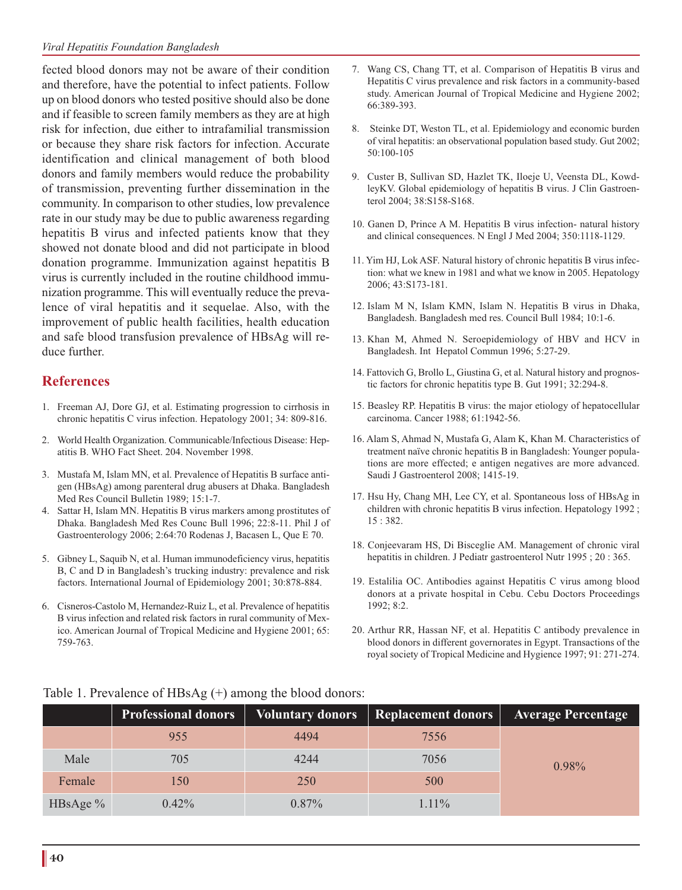fected blood donors may not be aware of their condition and therefore, have the potential to infect patients. Follow up on blood donors who tested positive should also be done and if feasible to screen family members as they are at high risk for infection, due either to intrafamilial transmission or because they share risk factors for infection. Accurate identification and clinical management of both blood donors and family members would reduce the probability of transmission, preventing further dissemination in the community. In comparison to other studies, low prevalence rate in our study may be due to public awareness regarding hepatitis B virus and infected patients know that they showed not donate blood and did not participate in blood donation programme. Immunization against hepatitis B virus is currently included in the routine childhood immunization programme. This will eventually reduce the prevalence of viral hepatitis and it sequelae. Also, with the improvement of public health facilities, health education and safe blood transfusion prevalence of HBsAg will reduce further.

## References

1. Freeman AJ, Dore GJ, et al. Estimating progression to cirrhosis in chronic hepatitis C virus infection. Hepatology 2001; 34: 809-816.
2. World Health Organization. Communicable/Infectious Disease: Hepatitis B. WHO Fact Sheet. 204. November 1998.
3. Mustafa M, Islam MN, et al. Prevalence of Hepatitis B surface antigen (HBsAg) among parenteral drug abusers at Dhaka. Bangladesh Med Res Council Bulletin 1989; 15:1-7.
4. Sattar H, Islam MN. Hepatitis B virus markers among prostitutes of Dhaka. Bangladesh Med Res Counc Bull 1996; 22:8-11. Phil J of Gastroenterology 2006; 2:64:70 Rodenas J, Bacasen L, Que E 70.
5. Gibney L, Saquib N, et al. Human immunodeficiency virus, hepatitis B, C and D in Bangladesh's trucking industry: prevalence and risk factors. International Journal of Epidemiology 2001; 30:878-884.
6. Cisneros-Castolo M, Hernandez-Ruiz L, et al. Prevalence of hepatitis B virus infection and related risk factors in rural community of Mexico. American Journal of Tropical Medicine and Hygiene 2001; 65: 759-763.
7. Wang CS, Chang TT, et al. Comparison of Hepatitis B virus and Hepatitis C virus prevalence and risk factors in a community-based study. American Journal of Tropical Medicine and Hygiene 2002; 66:389-393.
8. Steinke DT, Weston TL, et al. Epidemiology and economic burden of viral hepatitis: an observational population based study. Gut 2002; 50:100-105
9. Custer B, Sullivan SD, Hazlet TK, Iloeje U, Veensta DL, KowdleyKV. Global epidemiology of hepatitis B virus. J Clin Gastroenterol 2004; 38:S158-S168.
10. Ganen D, Prince A M. Hepatitis B virus infection- natural history and clinical consequences. N Engl J Med 2004; 350:1118-1129.
11. Yim HJ, Lok ASF. Natural history of chronic hepatitis B virus infection: what we knew in 1981 and what we know in 2005. Hepatology 2006; 43:S173-181.
12. Islam M N, Islam KMN, Islam N. Hepatitis B virus in Dhaka, Bangladesh. Bangladesh med res. Council Bull 1984; 10:1-6.
13. Khan M, Ahmed N. Seroepidemiology of HBV and HCV in Bangladesh. Int Hepatol Commun 1996; 5:27-29.
14. Fattovich G, Brollo L, Giustina G, et al. Natural history and prognostic factors for chronic hepatitis type B. Gut 1991; 32:294-8.
15. Beasley RP. Hepatitis B virus: the major etiology of hepatocellular carcinoma. Cancer 1988; 61:1942-56.
16. Alam S, Ahmad N, Mustafa G, Alam K, Khan M. Characteristics of treatment naïve chronic hepatitis B in Bangladesh: Younger populations are more effected; e antigen negatives are more advanced. Saudi J Gastroenterol 2008; 1415-19.
17. Hsu Hy, Chang MH, Lee CY, et al. Spontaneous loss of HBsAg in children with chronic hepatitis B virus infection. Hepatology 1992 ; 15 : 382.
18. Conjeevaram HS, Di Bisceglie AM. Management of chronic viral hepatitis in children. J Pediatr gastroenterol Nutr 1995 ; 20 : 365.
19. Estalilia OC. Antibodies against Hepatitis C virus among blood donors at a private hospital in Cebu. Cebu Doctors Proceedings 1992; 8:2.
20. Arthur RR, Hassan NF, et al. Hepatitis C antibody prevalence in blood donors in different governorates in Egypt. Transactions of the royal society of Tropical Medicine and Hygiene 1997; 91: 271-274.

Table 1. Prevalence of HBsAg (+) among the blood donors:

| | Professional donors | Voluntary donors | Replacement donors | Average Percentage |
|---|---|---|---|---|
| | 955 | 4494 | 7556 | 0.98% |
| Male | 705 | 4244 | 7056 | |
| Female | 150 | 250 | 500 | |
| HBsAge % | 0.42% | 0.87% | 1.11% | |